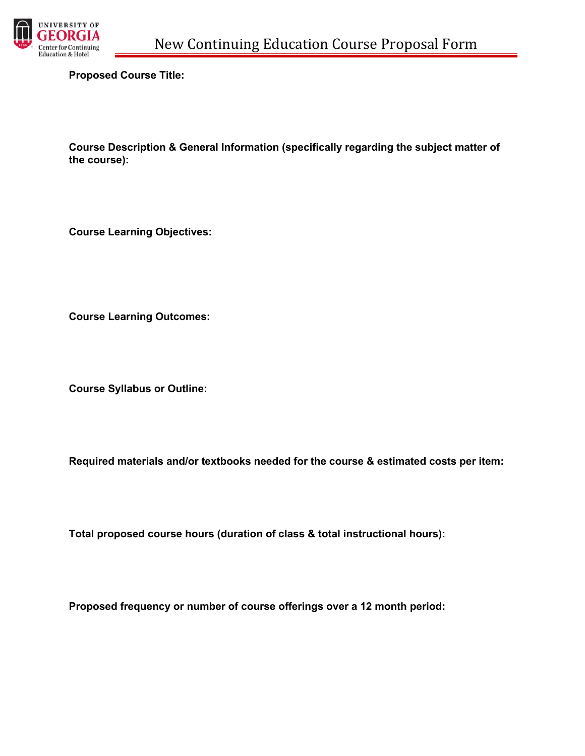UNIVERSITY OF GEORGIA
Center for Continuing Education & Hotel

# New Continuing Education Course Proposal Form

**Proposed Course Title:**

**Course Description & General Information (specifically regarding the subject matter of the course):**

**Course Learning Objectives:**

**Course Learning Outcomes:**

**Course Syllabus or Outline:**

**Required materials and/or textbooks needed for the course & estimated costs per item:**

**Total proposed course hours (duration of class & total instructional hours):**

**Proposed frequency or number of course offerings over a 12 month period:**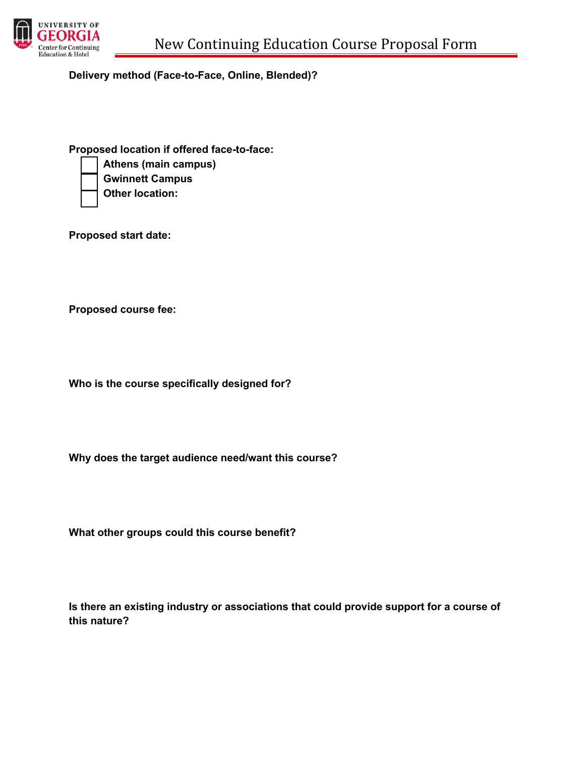**Delivery method (Face-to-Face, Online, Blended)?**

**Proposed location if offered face-to-face:**

- [ ] **Athens (main campus)**
- [ ] **Gwinnett Campus**
- [ ] **Other location:**

**Proposed start date:**

**Proposed course fee:**

**Who is the course specifically designed for?**

**Why does the target audience need/want this course?**

**What other groups could this course benefit?**

**Is there an existing industry or associations that could provide support for a course of this nature?**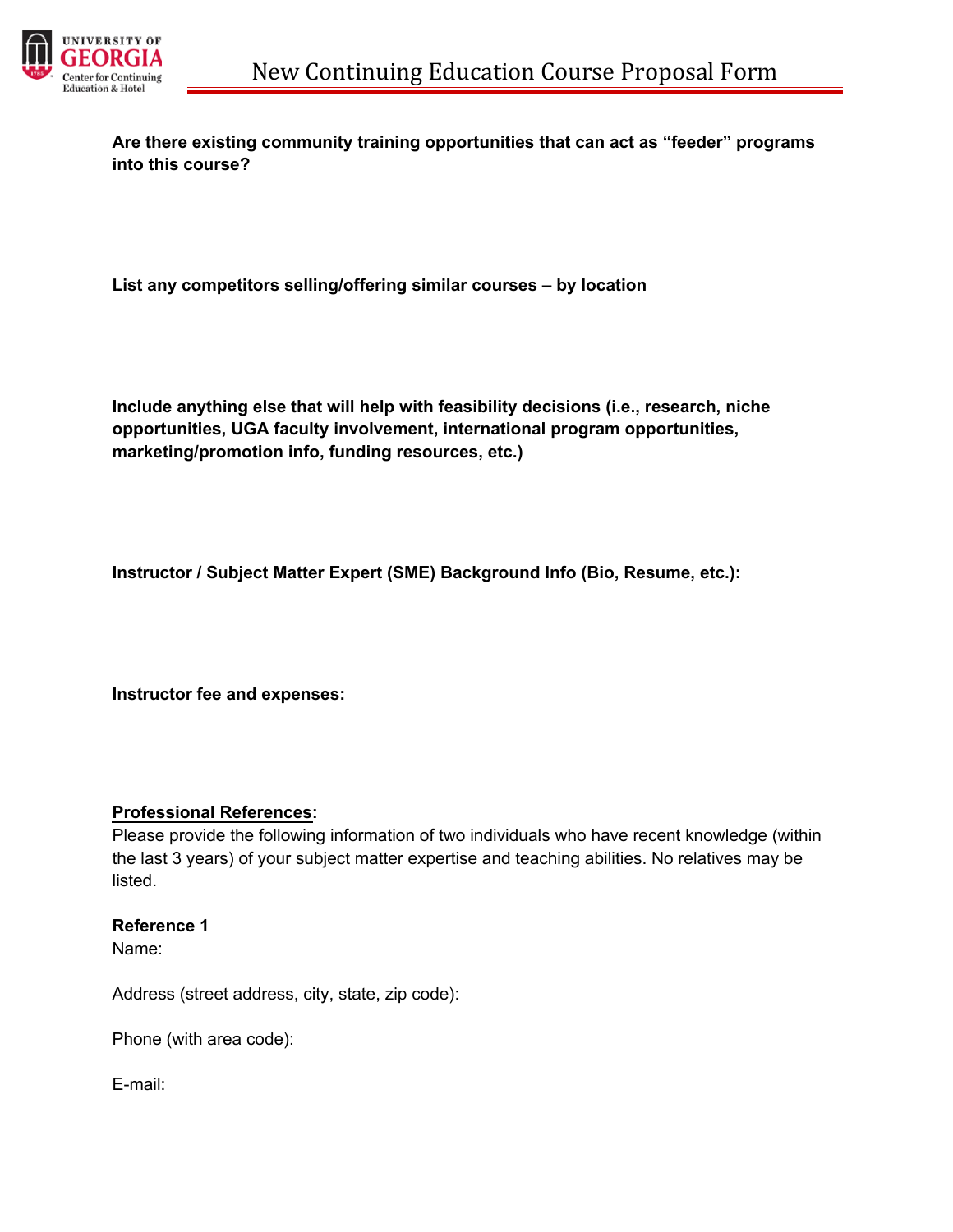**Are there existing community training opportunities that can act as "feeder" programs into this course?**

**List any competitors selling/offering similar courses – by location**

**Include anything else that will help with feasibility decisions (i.e., research, niche opportunities, UGA faculty involvement, international program opportunities, marketing/promotion info, funding resources, etc.)**

**Instructor / Subject Matter Expert (SME) Background Info (Bio, Resume, etc.):**

**Instructor fee and expenses:**

**<u>Professional References</u>:**

Please provide the following information of two individuals who have recent knowledge (within the last 3 years) of your subject matter expertise and teaching abilities. No relatives may be listed.

**Reference 1**

Name:

Address (street address, city, state, zip code):

Phone (with area code):

E-mail: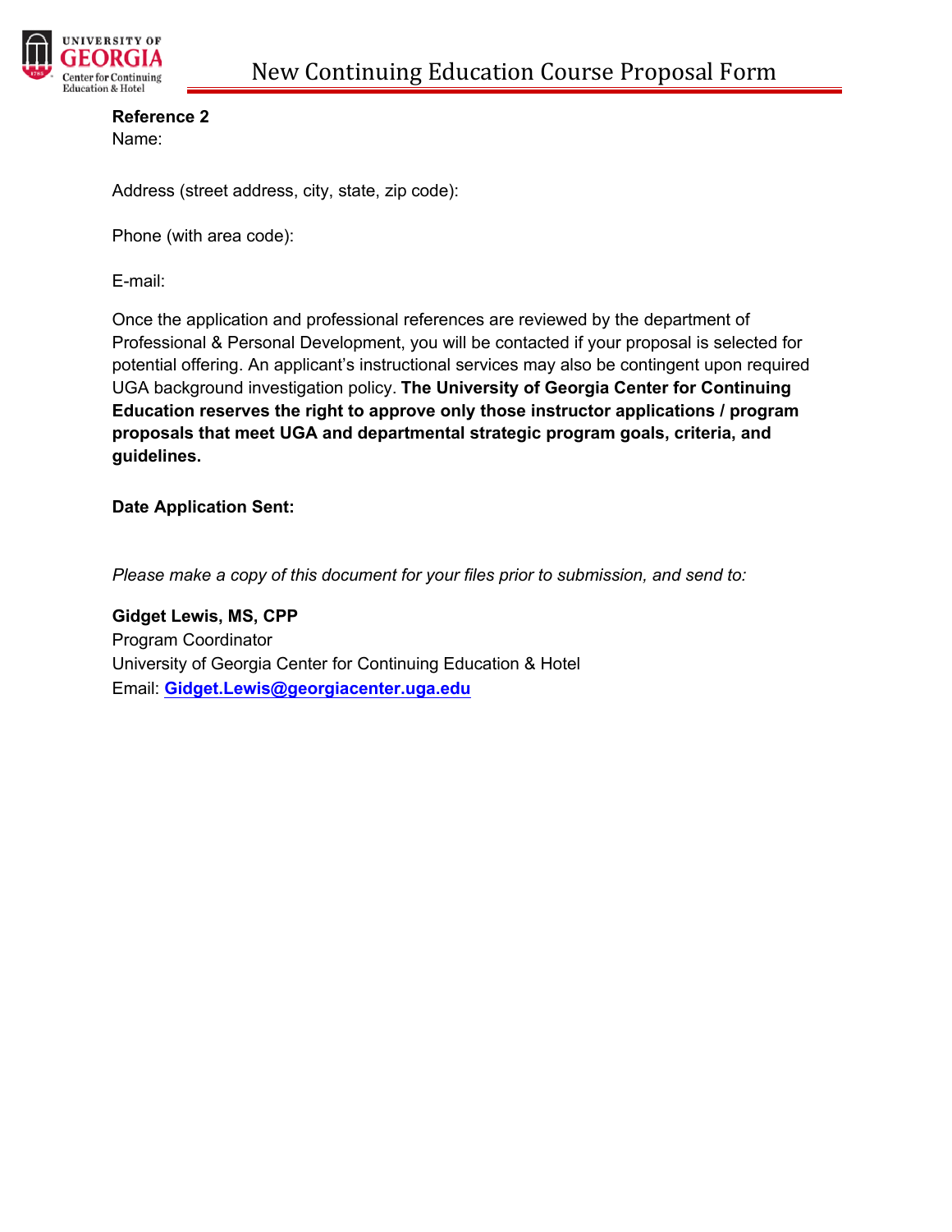**Reference 2**
Name:

Address (street address, city, state, zip code):

Phone (with area code):

E-mail:

Once the application and professional references are reviewed by the department of Professional & Personal Development, you will be contacted if your proposal is selected for potential offering. An applicant's instructional services may also be contingent upon required UGA background investigation policy. **The University of Georgia Center for Continuing Education reserves the right to approve only those instructor applications / program proposals that meet UGA and departmental strategic program goals, criteria, and guidelines.**

**Date Application Sent:**

*Please make a copy of this document for your files prior to submission, and send to:*

**Gidget Lewis, MS, CPP**
Program Coordinator
University of Georgia Center for Continuing Education & Hotel
Email: **Gidget.Lewis@georgiacenter.uga.edu**